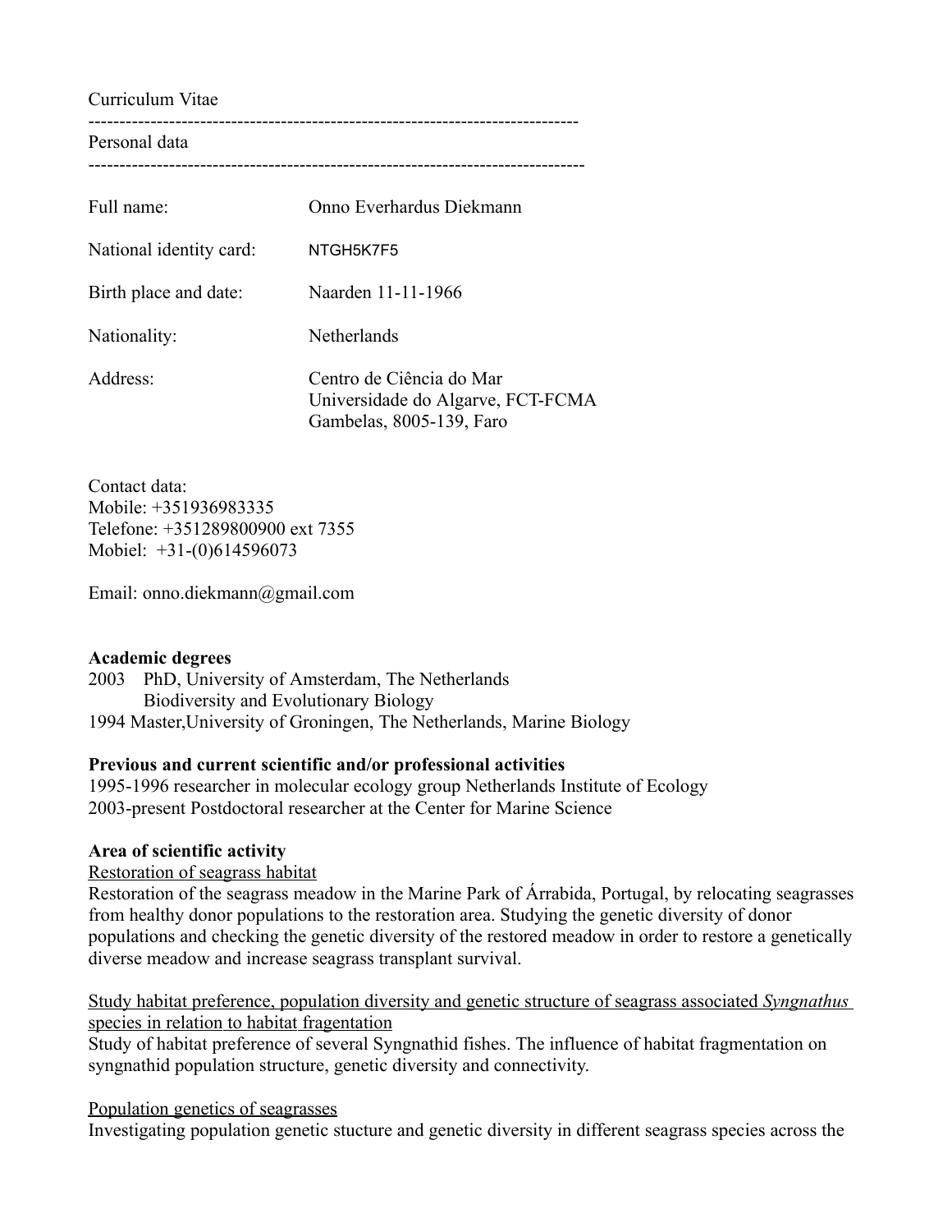Curriculum Vitae

---

Personal data

---

| Full name: | Onno Everhardus Diekmann |
|---|---|
| National identity card: | NTGH5K7F5 |
| Birth place and date: | Naarden 11-11-1966 |
| Nationality: | Netherlands |
| Address: | Centro de Ciência do Mar<br>Universidade do Algarve, FCT-FCMA<br>Gambelas, 8005-139, Faro |

Contact data:
Mobile: +351936983335
Telefone: +351289800900 ext 7355
Mobiel: +31-(0)614596073

Email: onno.diekmann@gmail.com

**Academic degrees**

2003 PhD, University of Amsterdam, The Netherlands
Biodiversity and Evolutionary Biology
1994 Master,University of Groningen, The Netherlands, Marine Biology

**Previous and current scientific and/or professional activities**

1995-1996 researcher in molecular ecology group Netherlands Institute of Ecology
2003-present Postdoctoral researcher at the Center for Marine Science

**Area of scientific activity**

Restoration of seagrass habitat

Restoration of the seagrass meadow in the Marine Park of Árrabida, Portugal, by relocating seagrasses from healthy donor populations to the restoration area. Studying the genetic diversity of donor populations and checking the genetic diversity of the restored meadow in order to restore a genetically diverse meadow and increase seagrass transplant survival.

Study habitat preference, population diversity and genetic structure of seagrass associated *Syngnathus* species in relation to habitat fragentation

Study of habitat preference of several Syngnathid fishes. The influence of habitat fragmentation on syngnathid population structure, genetic diversity and connectivity.

Population genetics of seagrasses

Investigating population genetic stucture and genetic diversity in different seagrass species across the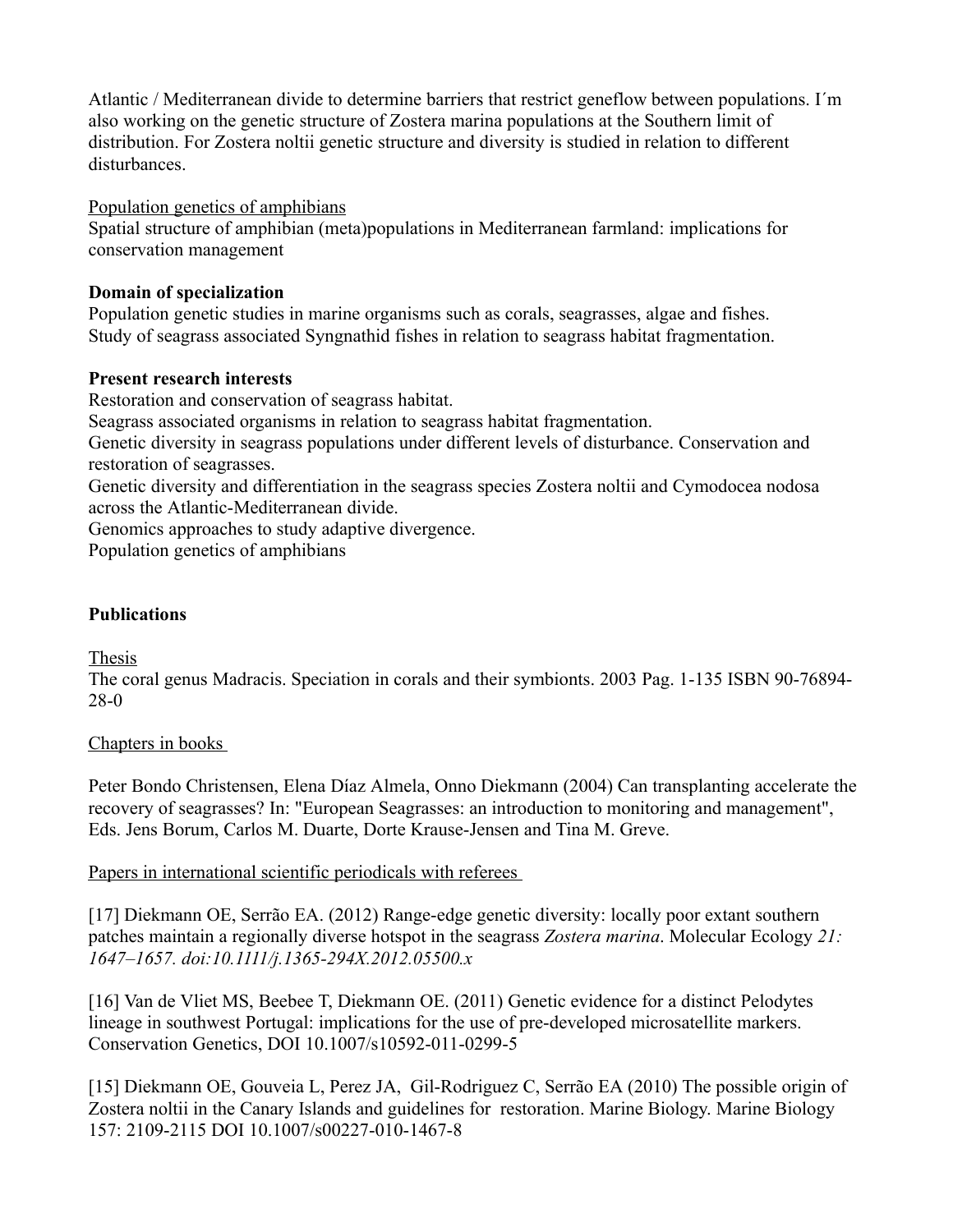Atlantic / Mediterranean divide to determine barriers that restrict geneflow between populations. I´m also working on the genetic structure of Zostera marina populations at the Southern limit of distribution. For Zostera noltii genetic structure and diversity is studied in relation to different disturbances.

Population genetics of amphibians

Spatial structure of amphibian (meta)populations in Mediterranean farmland: implications for conservation management

**Domain of specialization**

Population genetic studies in marine organisms such as corals, seagrasses, algae and fishes.
Study of seagrass associated Syngnathid fishes in relation to seagrass habitat fragmentation.

**Present research interests**

Restoration and conservation of seagrass habitat.
Seagrass associated organisms in relation to seagrass habitat fragmentation.
Genetic diversity in seagrass populations under different levels of disturbance. Conservation and restoration of seagrasses.
Genetic diversity and differentiation in the seagrass species Zostera noltii and Cymodocea nodosa across the Atlantic-Mediterranean divide.
Genomics approaches to study adaptive divergence.
Population genetics of amphibians

**Publications**

Thesis

The coral genus Madracis. Speciation in corals and their symbionts. 2003 Pag. 1-135 ISBN 90-76894-28-0

Chapters in books

Peter Bondo Christensen, Elena Díaz Almela, Onno Diekmann (2004) Can transplanting accelerate the recovery of seagrasses? In: "European Seagrasses: an introduction to monitoring and management", Eds. Jens Borum, Carlos M. Duarte, Dorte Krause-Jensen and Tina M. Greve.

Papers in international scientific periodicals with referees

[17] Diekmann OE, Serrão EA. (2012) Range-edge genetic diversity: locally poor extant southern patches maintain a regionally diverse hotspot in the seagrass *Zostera marina*. Molecular Ecology *21: 1647–1657. doi:10.1111/j.1365-294X.2012.05500.x*

[16] Van de Vliet MS, Beebee T, Diekmann OE. (2011) Genetic evidence for a distinct Pelodytes lineage in southwest Portugal: implications for the use of pre-developed microsatellite markers. Conservation Genetics, DOI 10.1007/s10592-011-0299-5

[15] Diekmann OE, Gouveia L, Perez JA, Gil-Rodriguez C, Serrão EA (2010) The possible origin of Zostera noltii in the Canary Islands and guidelines for restoration. Marine Biology. Marine Biology 157: 2109-2115 DOI 10.1007/s00227-010-1467-8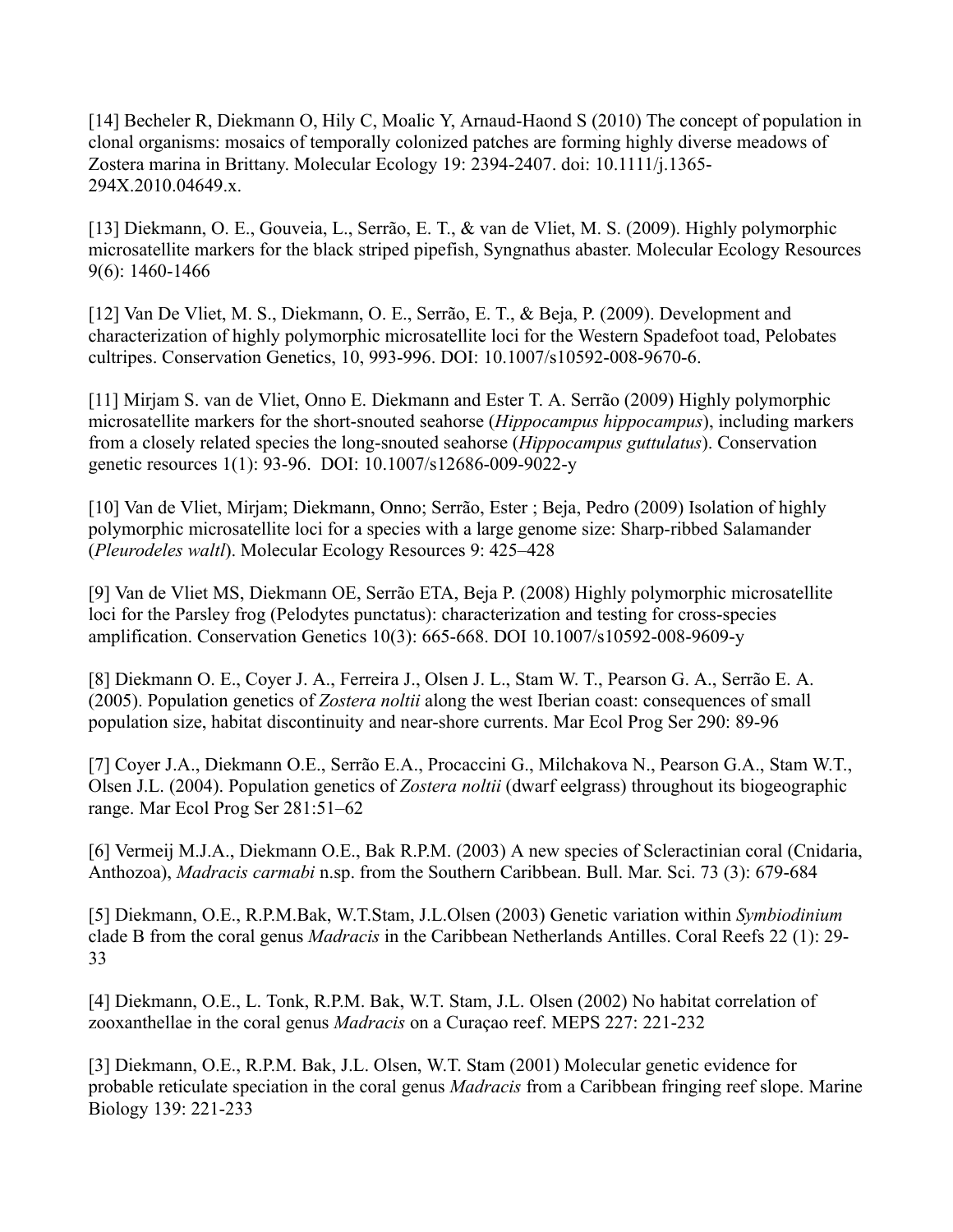[14] Becheler R, Diekmann O, Hily C, Moalic Y, Arnaud-Haond S (2010) The concept of population in clonal organisms: mosaics of temporally colonized patches are forming highly diverse meadows of Zostera marina in Brittany. Molecular Ecology 19: 2394-2407. doi: 10.1111/j.1365-294X.2010.04649.x.

[13] Diekmann, O. E., Gouveia, L., Serrão, E. T., & van de Vliet, M. S. (2009). Highly polymorphic microsatellite markers for the black striped pipefish, Syngnathus abaster. Molecular Ecology Resources 9(6): 1460-1466

[12] Van De Vliet, M. S., Diekmann, O. E., Serrão, E. T., & Beja, P. (2009). Development and characterization of highly polymorphic microsatellite loci for the Western Spadefoot toad, Pelobates cultripes. Conservation Genetics, 10, 993-996. DOI: 10.1007/s10592-008-9670-6.

[11] Mirjam S. van de Vliet, Onno E. Diekmann and Ester T. A. Serrão (2009) Highly polymorphic microsatellite markers for the short-snouted seahorse (*Hippocampus hippocampus*), including markers from a closely related species the long-snouted seahorse (*Hippocampus guttulatus*). Conservation genetic resources 1(1): 93-96. DOI: 10.1007/s12686-009-9022-y

[10] Van de Vliet, Mirjam; Diekmann, Onno; Serrão, Ester ; Beja, Pedro (2009) Isolation of highly polymorphic microsatellite loci for a species with a large genome size: Sharp-ribbed Salamander (*Pleurodeles waltl*). Molecular Ecology Resources 9: 425–428

[9] Van de Vliet MS, Diekmann OE, Serrão ETA, Beja P. (2008) Highly polymorphic microsatellite loci for the Parsley frog (Pelodytes punctatus): characterization and testing for cross-species amplification. Conservation Genetics 10(3): 665-668. DOI 10.1007/s10592-008-9609-y

[8] Diekmann O. E., Coyer J. A., Ferreira J., Olsen J. L., Stam W. T., Pearson G. A., Serrão E. A. (2005). Population genetics of *Zostera noltii* along the west Iberian coast: consequences of small population size, habitat discontinuity and near-shore currents. Mar Ecol Prog Ser 290: 89-96

[7] Coyer J.A., Diekmann O.E., Serrão E.A., Procaccini G., Milchakova N., Pearson G.A., Stam W.T., Olsen J.L. (2004). Population genetics of *Zostera noltii* (dwarf eelgrass) throughout its biogeographic range. Mar Ecol Prog Ser 281:51–62

[6] Vermeij M.J.A., Diekmann O.E., Bak R.P.M. (2003) A new species of Scleractinian coral (Cnidaria, Anthozoa), *Madracis carmabi* n.sp. from the Southern Caribbean. Bull. Mar. Sci. 73 (3): 679-684

[5] Diekmann, O.E., R.P.M.Bak, W.T.Stam, J.L.Olsen (2003) Genetic variation within *Symbiodinium* clade B from the coral genus *Madracis* in the Caribbean Netherlands Antilles. Coral Reefs 22 (1): 29-33

[4] Diekmann, O.E., L. Tonk, R.P.M. Bak, W.T. Stam, J.L. Olsen (2002) No habitat correlation of zooxanthellae in the coral genus *Madracis* on a Curaçao reef. MEPS 227: 221-232

[3] Diekmann, O.E., R.P.M. Bak, J.L. Olsen, W.T. Stam (2001) Molecular genetic evidence for probable reticulate speciation in the coral genus *Madracis* from a Caribbean fringing reef slope. Marine Biology 139: 221-233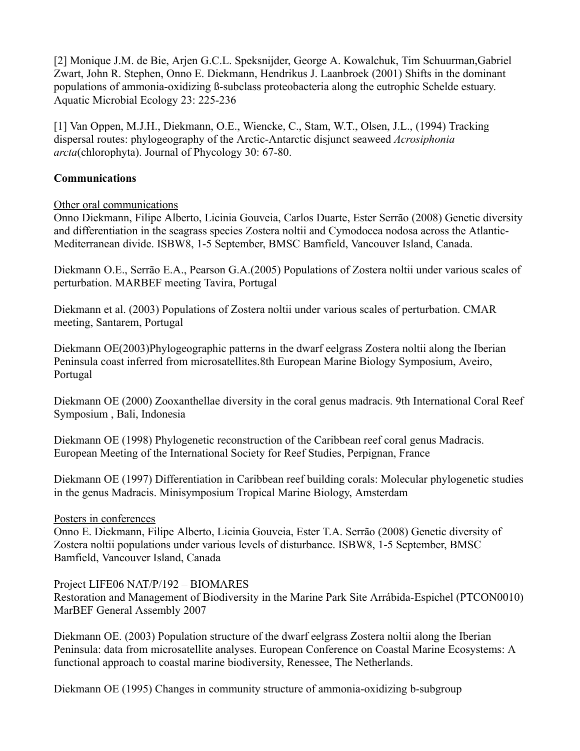[2] Monique J.M. de Bie, Arjen G.C.L. Speksnijder, George A. Kowalchuk, Tim Schuurman,Gabriel Zwart, John R. Stephen, Onno E. Diekmann, Hendrikus J. Laanbroek (2001) Shifts in the dominant populations of ammonia-oxidizing ß-subclass proteobacteria along the eutrophic Schelde estuary. Aquatic Microbial Ecology 23: 225-236

[1] Van Oppen, M.J.H., Diekmann, O.E., Wiencke, C., Stam, W.T., Olsen, J.L., (1994) Tracking dispersal routes: phylogeography of the Arctic-Antarctic disjunct seaweed *Acrosiphonia arcta*(chlorophyta). Journal of Phycology 30: 67-80.

**Communications**

Other oral communications

Onno Diekmann, Filipe Alberto, Licinia Gouveia, Carlos Duarte, Ester Serrão (2008) Genetic diversity and differentiation in the seagrass species Zostera noltii and Cymodocea nodosa across the Atlantic-Mediterranean divide. ISBW8, 1-5 September, BMSC Bamfield, Vancouver Island, Canada.

Diekmann O.E., Serrão E.A., Pearson G.A.(2005) Populations of Zostera noltii under various scales of perturbation. MARBEF meeting Tavira, Portugal

Diekmann et al. (2003) Populations of Zostera noltii under various scales of perturbation. CMAR meeting, Santarem, Portugal

Diekmann OE(2003)Phylogeographic patterns in the dwarf eelgrass Zostera noltii along the Iberian Peninsula coast inferred from microsatellites.8th European Marine Biology Symposium, Aveiro, Portugal

Diekmann OE (2000) Zooxanthellae diversity in the coral genus madracis. 9th International Coral Reef Symposium , Bali, Indonesia

Diekmann OE (1998) Phylogenetic reconstruction of the Caribbean reef coral genus Madracis. European Meeting of the International Society for Reef Studies, Perpignan, France

Diekmann OE (1997) Differentiation in Caribbean reef building corals: Molecular phylogenetic studies in the genus Madracis. Minisymposium Tropical Marine Biology, Amsterdam

Posters in conferences

Onno E. Diekmann, Filipe Alberto, Licinia Gouveia, Ester T.A. Serrão (2008) Genetic diversity of Zostera noltii populations under various levels of disturbance. ISBW8, 1-5 September, BMSC Bamfield, Vancouver Island, Canada

Project LIFE06 NAT/P/192 – BIOMARES
Restoration and Management of Biodiversity in the Marine Park Site Arrábida-Espichel (PTCON0010) MarBEF General Assembly 2007

Diekmann OE. (2003) Population structure of the dwarf eelgrass Zostera noltii along the Iberian Peninsula: data from microsatellite analyses. European Conference on Coastal Marine Ecosystems: A functional approach to coastal marine biodiversity, Renessee, The Netherlands.

Diekmann OE (1995) Changes in community structure of ammonia-oxidizing b-subgroup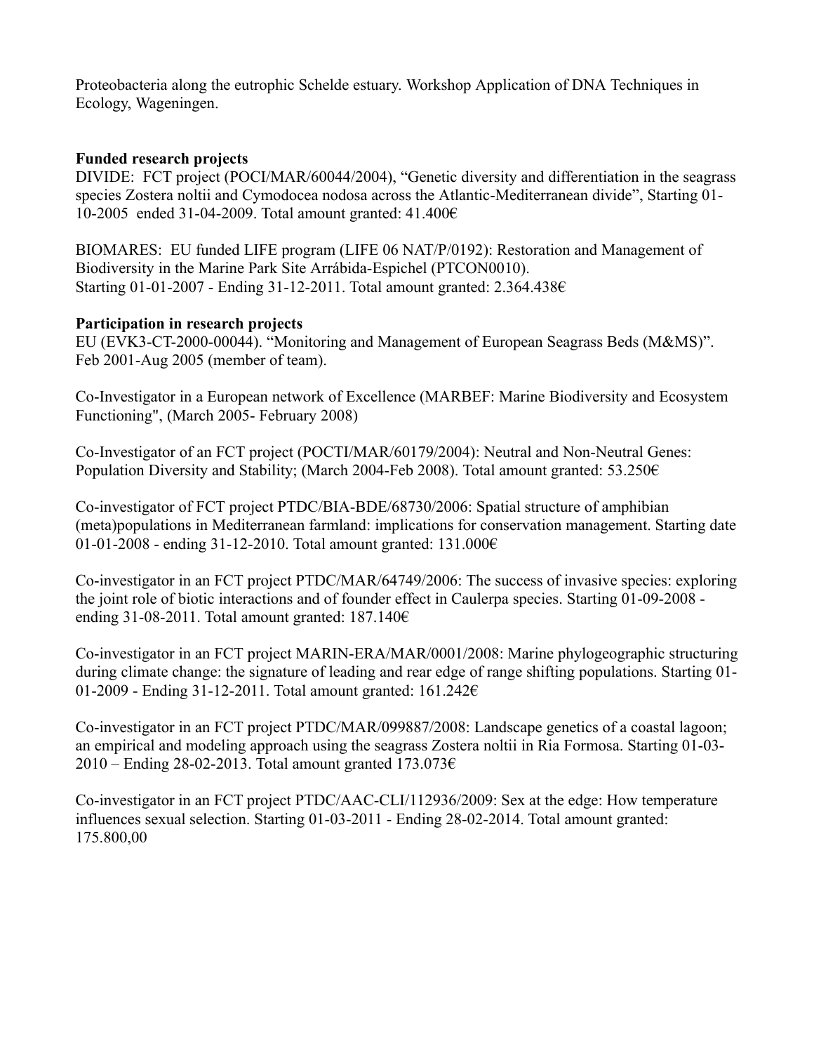Proteobacteria along the eutrophic Schelde estuary. Workshop Application of DNA Techniques in Ecology, Wageningen.

**Funded research projects**

DIVIDE: FCT project (POCI/MAR/60044/2004), "Genetic diversity and differentiation in the seagrass species Zostera noltii and Cymodocea nodosa across the Atlantic-Mediterranean divide", Starting 01-10-2005 ended 31-04-2009. Total amount granted: 41.400€

BIOMARES: EU funded LIFE program (LIFE 06 NAT/P/0192): Restoration and Management of Biodiversity in the Marine Park Site Arrábida-Espichel (PTCON0010). Starting 01-01-2007 - Ending 31-12-2011. Total amount granted: 2.364.438€

**Participation in research projects**

EU (EVK3-CT-2000-00044). "Monitoring and Management of European Seagrass Beds (M&MS)". Feb 2001-Aug 2005 (member of team).

Co-Investigator in a European network of Excellence (MARBEF: Marine Biodiversity and Ecosystem Functioning", (March 2005- February 2008)

Co-Investigator of an FCT project (POCTI/MAR/60179/2004): Neutral and Non-Neutral Genes: Population Diversity and Stability; (March 2004-Feb 2008). Total amount granted: 53.250€

Co-investigator of FCT project PTDC/BIA-BDE/68730/2006: Spatial structure of amphibian (meta)populations in Mediterranean farmland: implications for conservation management. Starting date 01-01-2008 - ending 31-12-2010. Total amount granted: 131.000€

Co-investigator in an FCT project PTDC/MAR/64749/2006: The success of invasive species: exploring the joint role of biotic interactions and of founder effect in Caulerpa species. Starting 01-09-2008 - ending 31-08-2011. Total amount granted: 187.140€

Co-investigator in an FCT project MARIN-ERA/MAR/0001/2008: Marine phylogeographic structuring during climate change: the signature of leading and rear edge of range shifting populations. Starting 01-01-2009 - Ending 31-12-2011. Total amount granted: 161.242€

Co-investigator in an FCT project PTDC/MAR/099887/2008: Landscape genetics of a coastal lagoon; an empirical and modeling approach using the seagrass Zostera noltii in Ria Formosa. Starting 01-03-2010 – Ending 28-02-2013. Total amount granted 173.073€

Co-investigator in an FCT project PTDC/AAC-CLI/112936/2009: Sex at the edge: How temperature influences sexual selection. Starting 01-03-2011 - Ending 28-02-2014. Total amount granted: 175.800,00